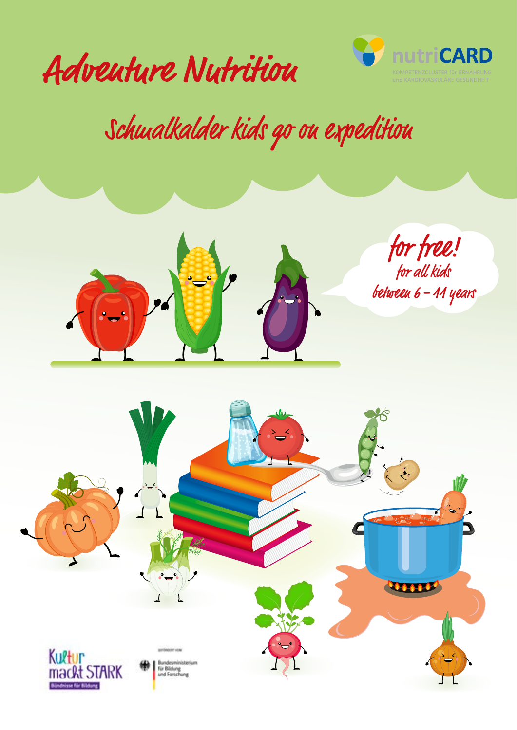# Adventure Nutrition

nutriCARD

KOMPETENZCLUSTER für ERNÄHRUNG und KARDIOVASKULÄRE GESUNDHEIT

## Schmalkalder kids go on expedition

**for free!**
for all kids
between 6 – 11 years

Kultur macht STARK
Bündnisse für Bildung

GEFÖRDERT VOM
Bundesministerium für Bildung und Forschung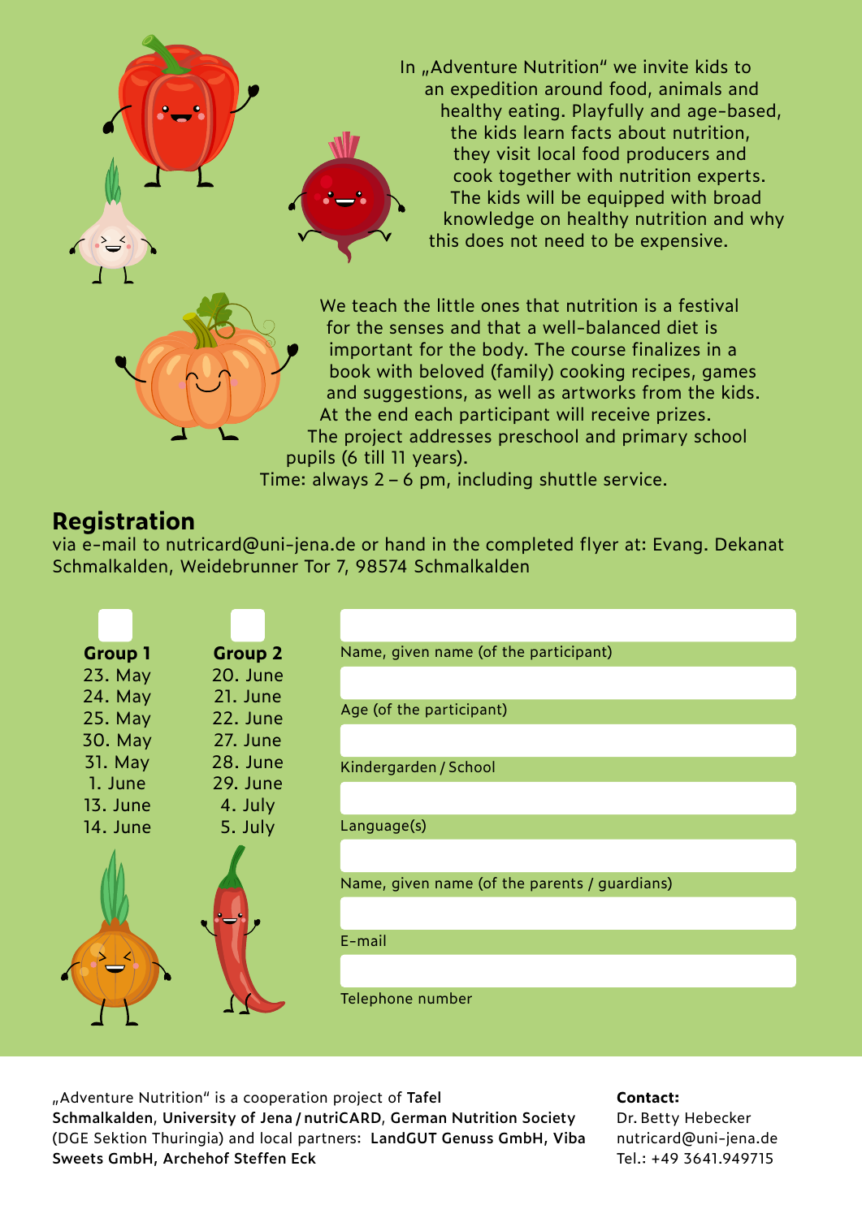In „Adventure Nutrition" we invite kids to an expedition around food, animals and healthy eating. Playfully and age-based, the kids learn facts about nutrition, they visit local food producers and cook together with nutrition experts. The kids will be equipped with broad knowledge on healthy nutrition and why this does not need to be expensive.

We teach the little ones that nutrition is a festival for the senses and that a well-balanced diet is important for the body. The course finalizes in a book with beloved (family) cooking recipes, games and suggestions, as well as artworks from the kids. At the end each participant will receive prizes. The project addresses preschool and primary school pupils (6 till 11 years).
Time: always 2 – 6 pm, including shuttle service.

## Registration

via e-mail to nutricard@uni-jena.de or hand in the completed flyer at: Evang. Dekanat Schmalkalden, Weidebrunner Tor 7, 98574 Schmalkalden

| ☐ Group 1 | ☐ Group 2 |
|---|---|
| 23. May | 20. June |
| 24. May | 21. June |
| 25. May | 22. June |
| 30. May | 27. June |
| 31. May | 28. June |
| 1. June | 29. June |
| 13. June | 4. July |
| 14. June | 5. July |

Name, given name (of the participant)

Age (of the participant)

Kindergarden / School

Language(s)

Name, given name (of the parents / guardians)

E-mail

Telephone number

„Adventure Nutrition" is a cooperation project of **Tafel Schmalkalden**, **University of Jena / nutriCARD**, **German Nutrition Society** (DGE Sektion Thuringia) and local partners: **LandGUT Genuss GmbH, Viba Sweets GmbH, Archehof Steffen Eck**

**Contact:**
Dr. Betty Hebecker
nutricard@uni-jena.de
Tel.: +49 3641.949715